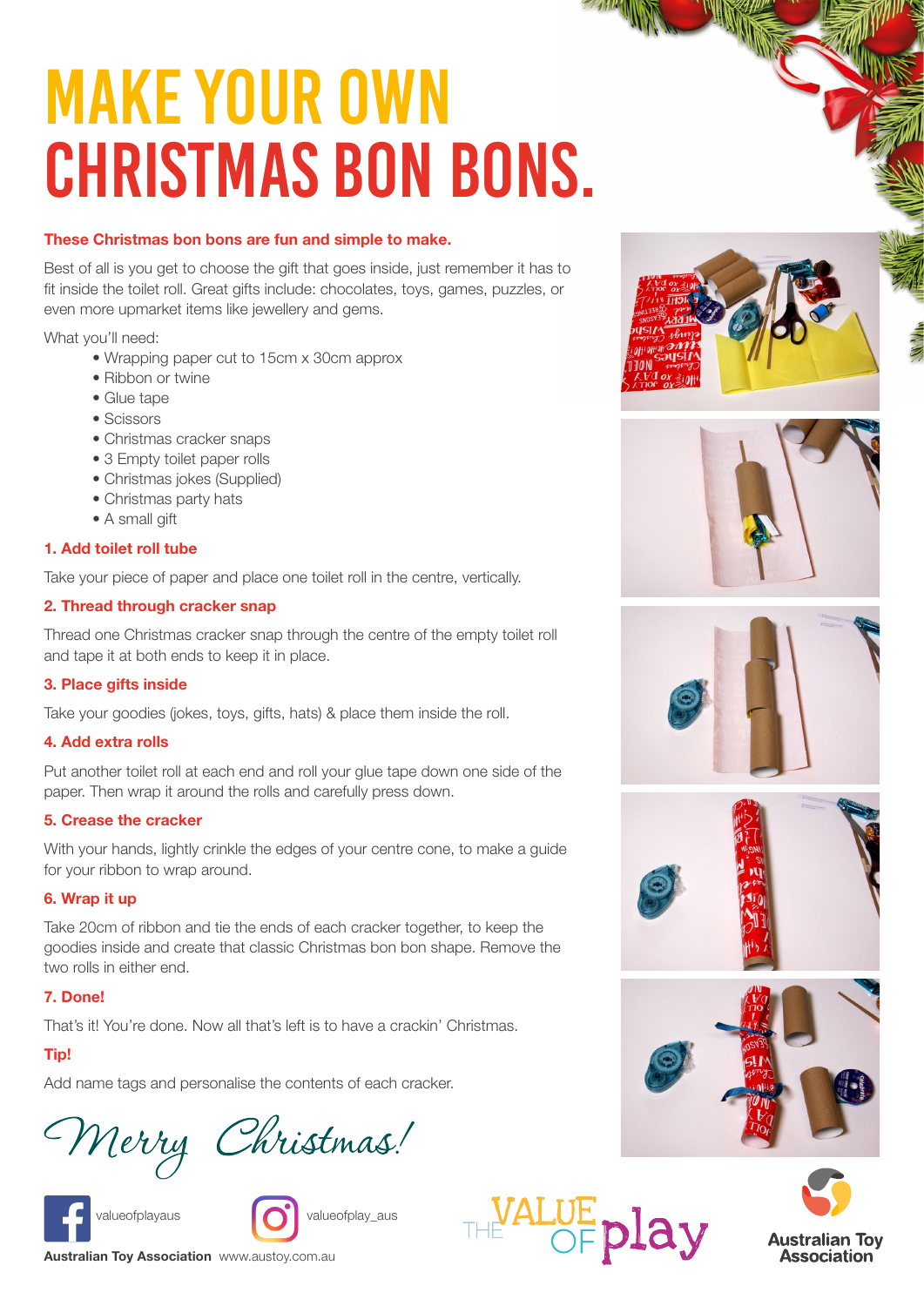# MAKE YOUR OWN CHRISTMAS BON BONS.

**These Christmas bon bons are fun and simple to make.**

Best of all is you get to choose the gift that goes inside, just remember it has to fit inside the toilet roll. Great gifts include: chocolates, toys, games, puzzles, or even more upmarket items like jewellery and gems.

What you'll need:

- Wrapping paper cut to 15cm x 30cm approx
- Ribbon or twine
- Glue tape
- Scissors
- Christmas cracker snaps
- 3 Empty toilet paper rolls
- Christmas jokes (Supplied)
- Christmas party hats
- A small gift

### 1. Add toilet roll tube

Take your piece of paper and place one toilet roll in the centre, vertically.

### 2. Thread through cracker snap

Thread one Christmas cracker snap through the centre of the empty toilet roll and tape it at both ends to keep it in place.

### 3. Place gifts inside

Take your goodies (jokes, toys, gifts, hats) & place them inside the roll.

### 4. Add extra rolls

Put another toilet roll at each end and roll your glue tape down one side of the paper. Then wrap it around the rolls and carefully press down.

### 5. Crease the cracker

With your hands, lightly crinkle the edges of your centre cone, to make a guide for your ribbon to wrap around.

### 6. Wrap it up

Take 20cm of ribbon and tie the ends of each cracker together, to keep the goodies inside and create that classic Christmas bon bon shape. Remove the two rolls in either end.

### 7. Done!

That's it! You're done. Now all that's left is to have a crackin' Christmas.

### Tip!

Add name tags and personalise the contents of each cracker.

*Merry Christmas!*

valueofplayaus

valueofplay_aus

**Australian Toy Association** www.austoy.com.au

THE VALUE OF play

Australian Toy Association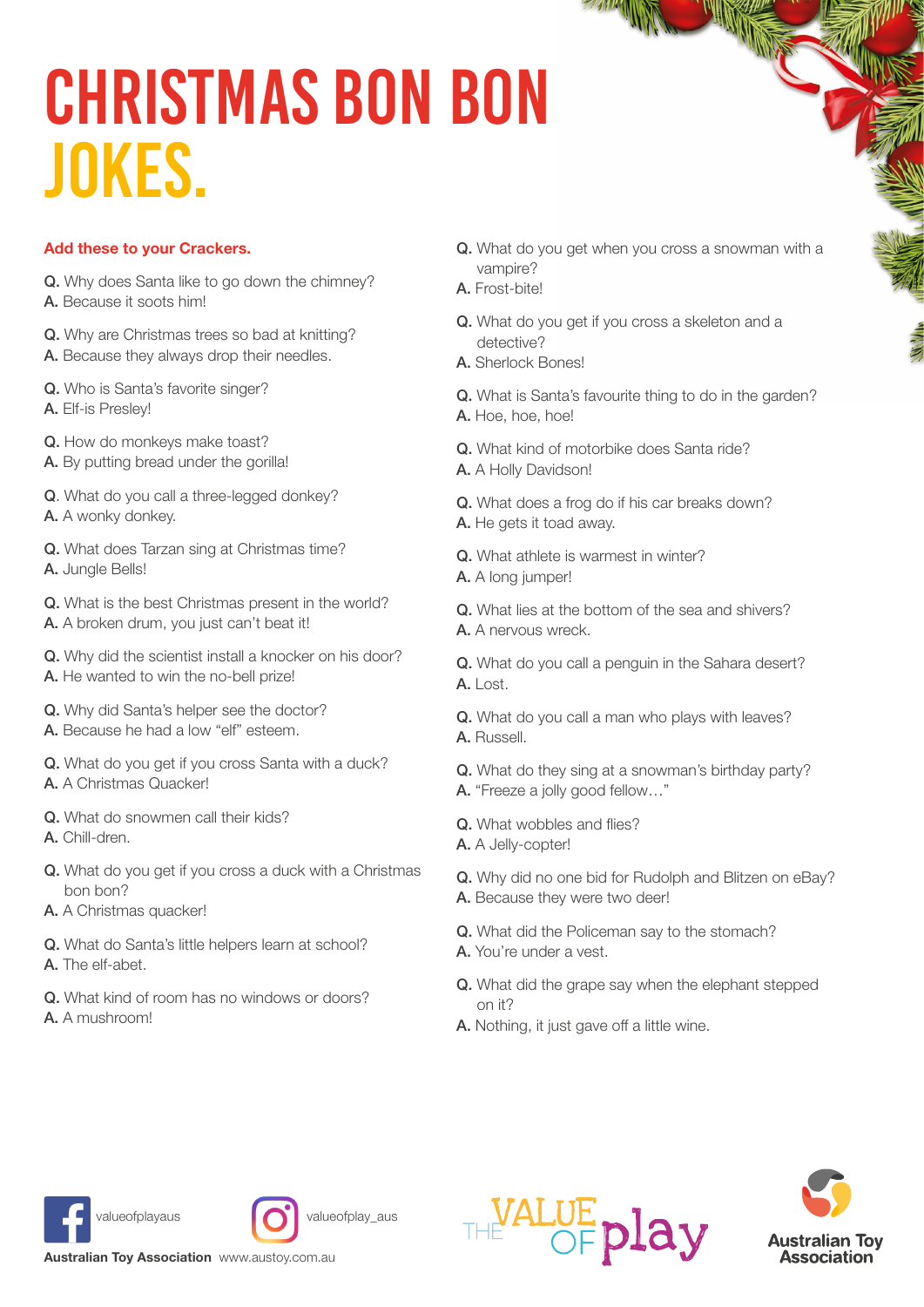# CHRISTMAS BON BON JOKES.

**Add these to your Crackers.**

**Q.** Why does Santa like to go down the chimney?
**A.** Because it soots him!

**Q.** Why are Christmas trees so bad at knitting?
**A.** Because they always drop their needles.

**Q.** Who is Santa's favorite singer?
**A.** Elf-is Presley!

**Q.** How do monkeys make toast?
**A.** By putting bread under the gorilla!

**Q.** What do you call a three-legged donkey?
**A.** A wonky donkey.

**Q.** What does Tarzan sing at Christmas time?
**A.** Jungle Bells!

**Q.** What is the best Christmas present in the world?
**A.** A broken drum, you just can't beat it!

**Q.** Why did the scientist install a knocker on his door?
**A.** He wanted to win the no-bell prize!

**Q.** Why did Santa's helper see the doctor?
**A.** Because he had a low "elf" esteem.

**Q.** What do you get if you cross Santa with a duck?
**A.** A Christmas Quacker!

**Q.** What do snowmen call their kids?
**A.** Chill-dren.

**Q.** What do you get if you cross a duck with a Christmas bon bon?
**A.** A Christmas quacker!

**Q.** What do Santa's little helpers learn at school?
**A.** The elf-abet.

**Q.** What kind of room has no windows or doors?
**A.** A mushroom!

**Q.** What do you get when you cross a snowman with a vampire?
**A.** Frost-bite!

**Q.** What do you get if you cross a skeleton and a detective?
**A.** Sherlock Bones!

**Q.** What is Santa's favourite thing to do in the garden?
**A.** Hoe, hoe, hoe!

**Q.** What kind of motorbike does Santa ride?
**A.** A Holly Davidson!

**Q.** What does a frog do if his car breaks down?
**A.** He gets it toad away.

**Q.** What athlete is warmest in winter?
**A.** A long jumper!

**Q.** What lies at the bottom of the sea and shivers?
**A.** A nervous wreck.

**Q.** What do you call a penguin in the Sahara desert?
**A.** Lost.

**Q.** What do you call a man who plays with leaves?
**A.** Russell.

**Q.** What do they sing at a snowman's birthday party?
**A.** "Freeze a jolly good fellow…"

**Q.** What wobbles and flies?
**A.** A Jelly-copter!

**Q.** Why did no one bid for Rudolph and Blitzen on eBay?
**A.** Because they were two deer!

**Q.** What did the Policeman say to the stomach?
**A.** You're under a vest.

**Q.** What did the grape say when the elephant stepped on it?
**A.** Nothing, it just gave off a little wine.

valueofplayaus
valueofplay_aus

**Australian Toy Association** www.austoy.com.au

THE VALUE OF play

Australian Toy Association